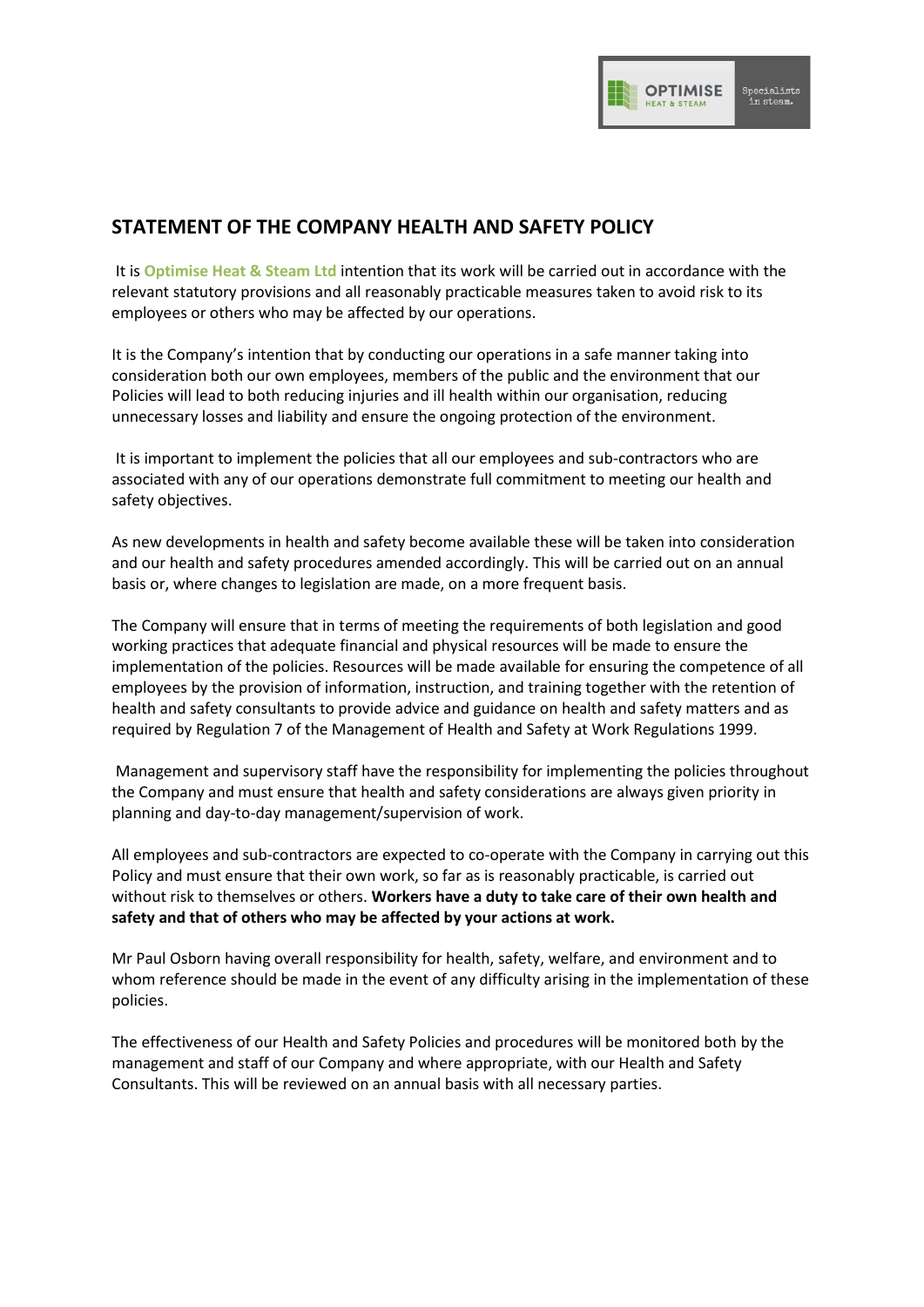## STATEMENT OF THE COMPANY HEALTH AND SAFETY POLICY

It is **Optimise Heat & Steam Ltd** intention that its work will be carried out in accordance with the relevant statutory provisions and all reasonably practicable measures taken to avoid risk to its employees or others who may be affected by our operations.

It is the Company's intention that by conducting our operations in a safe manner taking into consideration both our own employees, members of the public and the environment that our Policies will lead to both reducing injuries and ill health within our organisation, reducing unnecessary losses and liability and ensure the ongoing protection of the environment.

It is important to implement the policies that all our employees and sub-contractors who are associated with any of our operations demonstrate full commitment to meeting our health and safety objectives.

As new developments in health and safety become available these will be taken into consideration and our health and safety procedures amended accordingly. This will be carried out on an annual basis or, where changes to legislation are made, on a more frequent basis.

The Company will ensure that in terms of meeting the requirements of both legislation and good working practices that adequate financial and physical resources will be made to ensure the implementation of the policies. Resources will be made available for ensuring the competence of all employees by the provision of information, instruction, and training together with the retention of health and safety consultants to provide advice and guidance on health and safety matters and as required by Regulation 7 of the Management of Health and Safety at Work Regulations 1999.

Management and supervisory staff have the responsibility for implementing the policies throughout the Company and must ensure that health and safety considerations are always given priority in planning and day-to-day management/supervision of work.

All employees and sub-contractors are expected to co-operate with the Company in carrying out this Policy and must ensure that their own work, so far as is reasonably practicable, is carried out without risk to themselves or others. **Workers have a duty to take care of their own health and safety and that of others who may be affected by your actions at work.**

Mr Paul Osborn having overall responsibility for health, safety, welfare, and environment and to whom reference should be made in the event of any difficulty arising in the implementation of these policies.

The effectiveness of our Health and Safety Policies and procedures will be monitored both by the management and staff of our Company and where appropriate, with our Health and Safety Consultants. This will be reviewed on an annual basis with all necessary parties.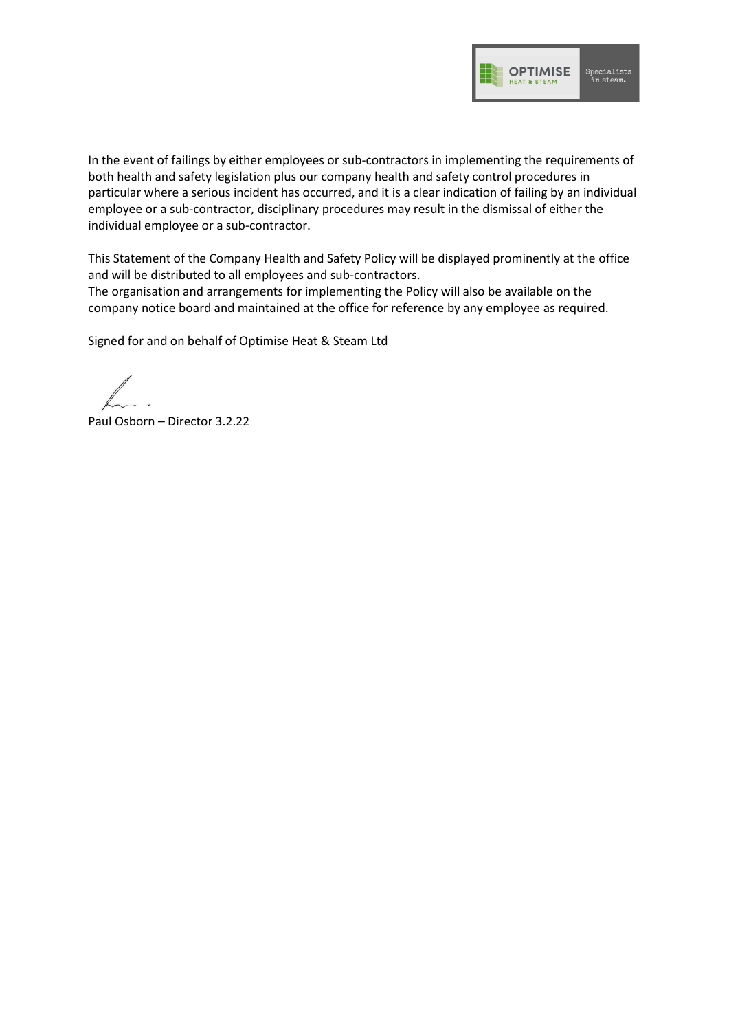In the event of failings by either employees or sub-contractors in implementing the requirements of both health and safety legislation plus our company health and safety control procedures in particular where a serious incident has occurred, and it is a clear indication of failing by an individual employee or a sub-contractor, disciplinary procedures may result in the dismissal of either the individual employee or a sub-contractor.

This Statement of the Company Health and Safety Policy will be displayed prominently at the office and will be distributed to all employees and sub-contractors.
The organisation and arrangements for implementing the Policy will also be available on the company notice board and maintained at the office for reference by any employee as required.

Signed for and on behalf of Optimise Heat & Steam Ltd

Paul Osborn – Director 3.2.22